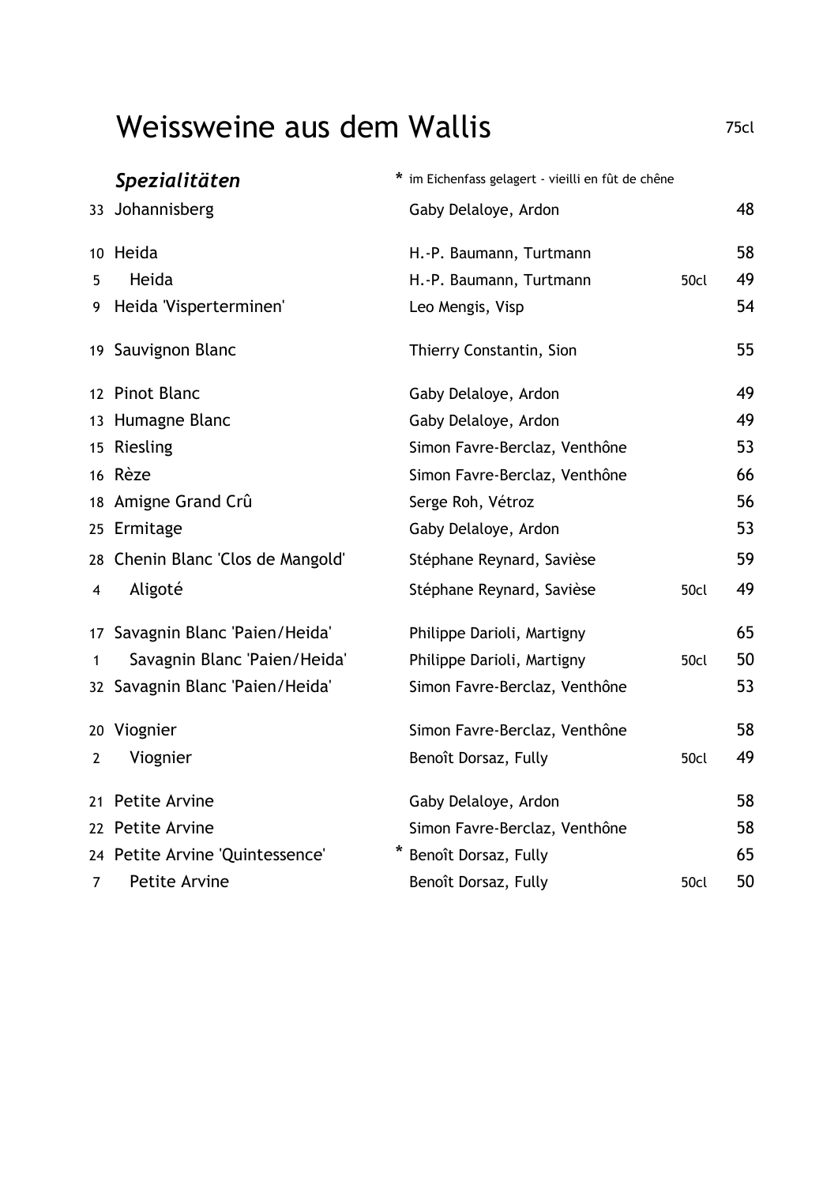# Weissweine aus dem Wallis

75cl

| | ***Spezialitäten*** | * im Eichenfass gelagert - vieilli en fût de chêne | | |
|---|---|---|---|---|
| 33 | Johannisberg | Gaby Delaloye, Ardon | | 48 |
| 10 | Heida | H.-P. Baumann, Turtmann | | 58 |
| 5 | Heida | H.-P. Baumann, Turtmann | 50cl | 49 |
| 9 | Heida 'Visperterminen' | Leo Mengis, Visp | | 54 |
| 19 | Sauvignon Blanc | Thierry Constantin, Sion | | 55 |
| 12 | Pinot Blanc | Gaby Delaloye, Ardon | | 49 |
| 13 | Humagne Blanc | Gaby Delaloye, Ardon | | 49 |
| 15 | Riesling | Simon Favre-Berclaz, Venthône | | 53 |
| 16 | Rèze | Simon Favre-Berclaz, Venthône | | 66 |
| 18 | Amigne Grand Crû | Serge Roh, Vétroz | | 56 |
| 25 | Ermitage | Gaby Delaloye, Ardon | | 53 |
| 28 | Chenin Blanc 'Clos de Mangold' | Stéphane Reynard, Savièse | | 59 |
| 4 | Aligoté | Stéphane Reynard, Savièse | 50cl | 49 |
| 17 | Savagnin Blanc 'Paien/Heida' | Philippe Darioli, Martigny | | 65 |
| 1 | Savagnin Blanc 'Paien/Heida' | Philippe Darioli, Martigny | 50cl | 50 |
| 32 | Savagnin Blanc 'Paien/Heida' | Simon Favre-Berclaz, Venthône | | 53 |
| 20 | Viognier | Simon Favre-Berclaz, Venthône | | 58 |
| 2 | Viognier | Benoît Dorsaz, Fully | 50cl | 49 |
| 21 | Petite Arvine | Gaby Delaloye, Ardon | | 58 |
| 22 | Petite Arvine | Simon Favre-Berclaz, Venthône | | 58 |
| 24 | Petite Arvine 'Quintessence' | * Benoît Dorsaz, Fully | | 65 |
| 7 | Petite Arvine | Benoît Dorsaz, Fully | 50cl | 50 |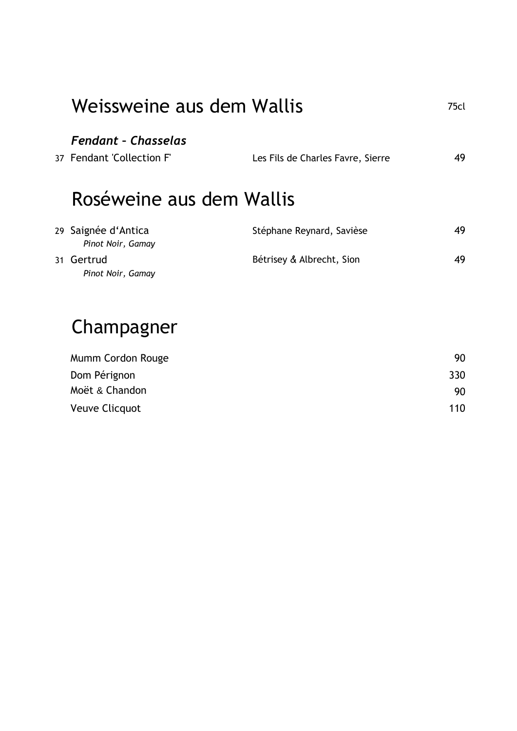# Weissweine aus dem Wallis

75cl

### *Fendant – Chasselas*

| Nr. | Wein | Produzent | Preis |
|---|---|---|---|
| 37 | Fendant 'Collection F' | Les Fils de Charles Favre, Sierre | 49 |

# Roséweine aus dem Wallis

| Nr. | Wein | Produzent | Preis |
|---|---|---|---|
| 29 | Saignée d'Antica<br>*Pinot Noir, Gamay* | Stéphane Reynard, Savièse | 49 |
| 31 | Gertrud<br>*Pinot Noir, Gamay* | Bétrisey & Albrecht, Sion | 49 |

# Champagner

| Wein | Preis |
|---|---|
| Mumm Cordon Rouge | 90 |
| Dom Pérignon | 330 |
| Moët & Chandon | 90 |
| Veuve Clicquot | 110 |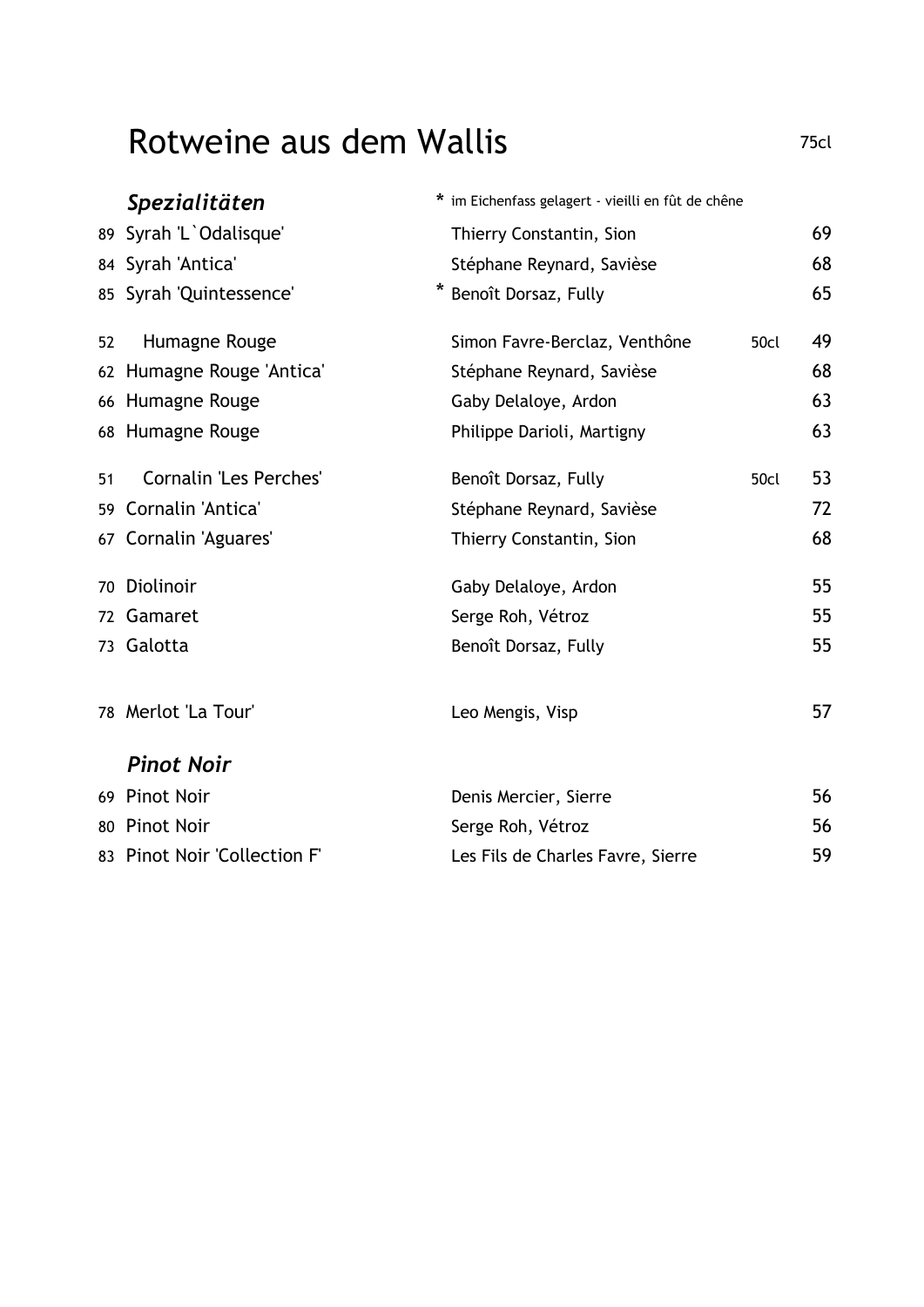# Rotweine aus dem Wallis

75cl

| | *Spezialitäten* | * im Eichenfass gelagert - vieilli en fût de chêne | | |
|---|---|---|---|---|
| 89 | Syrah 'L`Odalisque' | Thierry Constantin, Sion | | 69 |
| 84 | Syrah 'Antica' | Stéphane Reynard, Savièse | | 68 |
| 85 | Syrah 'Quintessence' | * Benoît Dorsaz, Fully | | 65 |
| 52 | Humagne Rouge | Simon Favre-Berclaz, Venthône | 50cl | 49 |
| 62 | Humagne Rouge 'Antica' | Stéphane Reynard, Savièse | | 68 |
| 66 | Humagne Rouge | Gaby Delaloye, Ardon | | 63 |
| 68 | Humagne Rouge | Philippe Darioli, Martigny | | 63 |
| 51 | Cornalin 'Les Perches' | Benoît Dorsaz, Fully | 50cl | 53 |
| 59 | Cornalin 'Antica' | Stéphane Reynard, Savièse | | 72 |
| 67 | Cornalin 'Aguares' | Thierry Constantin, Sion | | 68 |
| 70 | Diolinoir | Gaby Delaloye, Ardon | | 55 |
| 72 | Gamaret | Serge Roh, Vétroz | | 55 |
| 73 | Galotta | Benoît Dorsaz, Fully | | 55 |
| 78 | Merlot 'La Tour' | Leo Mengis, Visp | | 57 |
| | *Pinot Noir* | | | |
| 69 | Pinot Noir | Denis Mercier, Sierre | | 56 |
| 80 | Pinot Noir | Serge Roh, Vétroz | | 56 |
| 83 | Pinot Noir 'Collection F' | Les Fils de Charles Favre, Sierre | | 59 |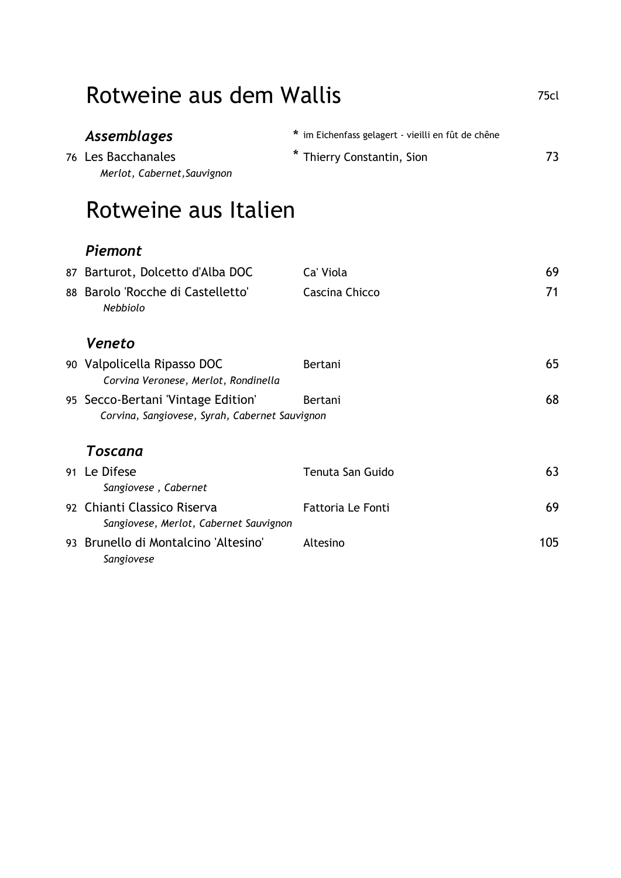# Rotweine aus dem Wallis

75cl

## *Assemblages*

\* im Eichenfass gelagert - vieilli en fût de chêne

| Nr. | Wein | Produzent | Preis |
|---|---|---|---|
| 76 | Les Bacchanales<br>*Merlot, Cabernet,Sauvignon* | * Thierry Constantin, Sion | 73 |

# Rotweine aus Italien

## *Piemont*

| Nr. | Wein | Produzent | Preis |
|---|---|---|---|
| 87 | Barturot, Dolcetto d'Alba DOC | Ca' Viola | 69 |
| 88 | Barolo 'Rocche di Castelletto'<br>*Nebbiolo* | Cascina Chicco | 71 |

## *Veneto*

| Nr. | Wein | Produzent | Preis |
|---|---|---|---|
| 90 | Valpolicella Ripasso DOC<br>*Corvina Veronese, Merlot, Rondinella* | Bertani | 65 |
| 95 | Secco-Bertani 'Vintage Edition'<br>*Corvina, Sangiovese, Syrah, Cabernet Sauvignon* | Bertani | 68 |

## *Toscana*

| Nr. | Wein | Produzent | Preis |
|---|---|---|---|
| 91 | Le Difese<br>*Sangiovese , Cabernet* | Tenuta San Guido | 63 |
| 92 | Chianti Classico Riserva<br>*Sangiovese, Merlot, Cabernet Sauvignon* | Fattoria Le Fonti | 69 |
| 93 | Brunello di Montalcino 'Altesino'<br>*Sangiovese* | Altesino | 105 |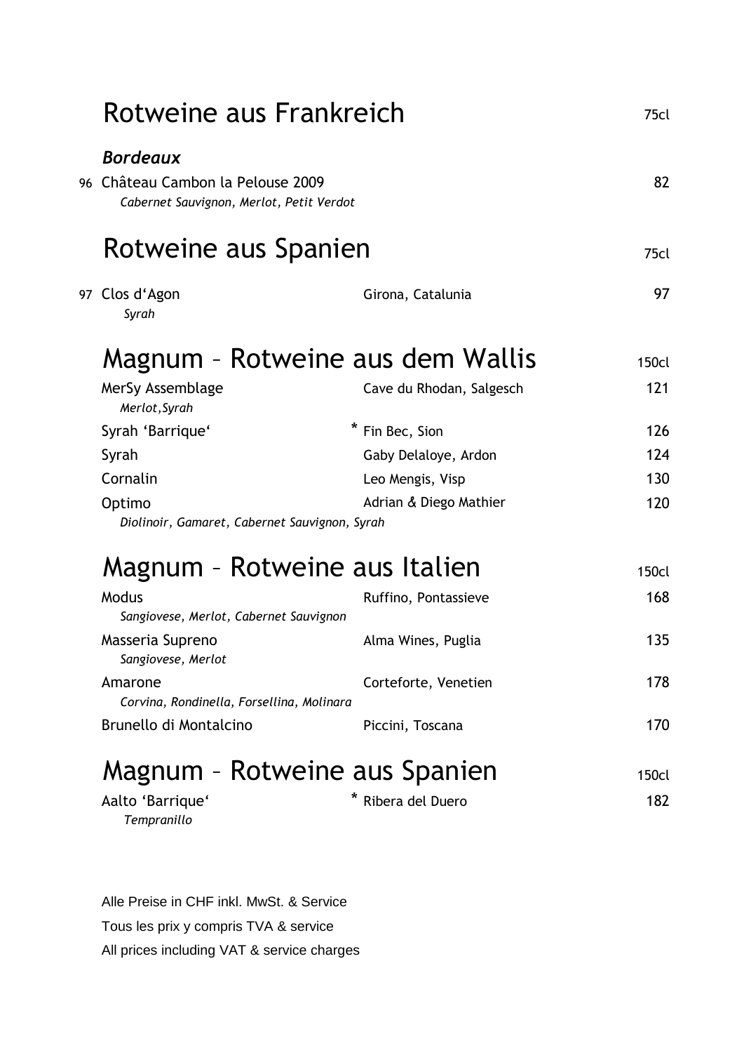## Rotweine aus Frankreich

75cl

### *Bordeaux*

| | | | |
|---|---|---|---|
| 96 | Château Cambon la Pelouse 2009<br>*Cabernet Sauvignon, Merlot, Petit Verdot* | | 82 |

## Rotweine aus Spanien

75cl

| | | | |
|---|---|---|---|
| 97 | Clos d'Agon<br>*Syrah* | Girona, Catalunia | 97 |

## Magnum – Rotweine aus dem Wallis

150cl

| | | |
|---|---|---|
| MerSy Assemblage<br>*Merlot,Syrah* | Cave du Rhodan, Salgesch | 121 |
| Syrah 'Barrique' | * Fin Bec, Sion | 126 |
| Syrah | Gaby Delaloye, Ardon | 124 |
| Cornalin | Leo Mengis, Visp | 130 |
| Optimo<br>*Diolinoir, Gamaret, Cabernet Sauvignon, Syrah* | Adrian & Diego Mathier | 120 |

## Magnum – Rotweine aus Italien

150cl

| | | |
|---|---|---|
| Modus<br>*Sangiovese, Merlot, Cabernet Sauvignon* | Ruffino, Pontassieve | 168 |
| Masseria Supreno<br>*Sangiovese, Merlot* | Alma Wines, Puglia | 135 |
| Amarone<br>*Corvina, Rondinella, Forsellina, Molinara* | Corteforte, Venetien | 178 |
| Brunello di Montalcino | Piccini, Toscana | 170 |

## Magnum – Rotweine aus Spanien

150cl

| | | |
|---|---|---|
| Aalto 'Barrique'<br>*Tempranillo* | * Ribera del Duero | 182 |

Alle Preise in CHF inkl. MwSt. & Service

Tous les prix y compris TVA & service

All prices including VAT & service charges